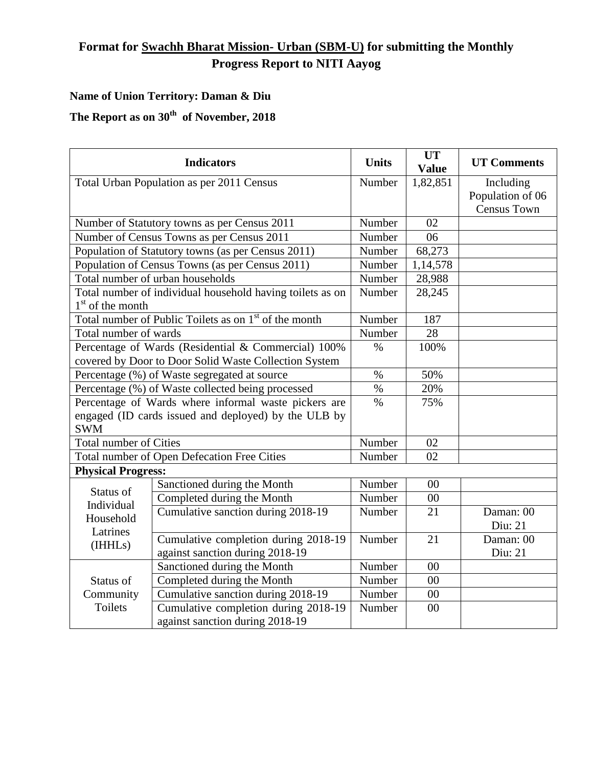# Format for Swachh Bharat Mission- Urban (SBM-U) for submitting the Monthly Progress Report to NITI Aayog

**Name of Union Territory: Daman & Diu**

**The Report as on 30th of November, 2018**

| Indicators | | Units | UT Value | UT Comments |
|---|---|---|---|---|
| Total Urban Population as per 2011 Census | | Number | 1,82,851 | Including Population of 06 Census Town |
| Number of Statutory towns as per Census 2011 | | Number | 02 | |
| Number of Census Towns as per Census 2011 | | Number | 06 | |
| Population of Statutory towns (as per Census 2011) | | Number | 68,273 | |
| Population of Census Towns (as per Census 2011) | | Number | 1,14,578 | |
| Total number of urban households | | Number | 28,988 | |
| Total number of individual household having toilets as on 1st of the month | | Number | 28,245 | |
| Total number of Public Toilets as on 1st of the month | | Number | 187 | |
| Total number of wards | | Number | 28 | |
| Percentage of Wards (Residential & Commercial) 100% covered by Door to Door Solid Waste Collection System | | % | 100% | |
| Percentage (%) of Waste segregated at source | | % | 50% | |
| Percentage (%) of Waste collected being processed | | % | 20% | |
| Percentage of Wards where informal waste pickers are engaged (ID cards issued and deployed) by the ULB by SWM | | % | 75% | |
| Total number of Cities | | Number | 02 | |
| Total number of Open Defecation Free Cities | | Number | 02 | |
| **Physical Progress:** | | | | |
| Status of Individual Household Latrines (IHHLs) | Sanctioned during the Month | Number | 00 | |
| | Completed during the Month | Number | 00 | |
| | Cumulative sanction during 2018-19 | Number | 21 | Daman: 00 Diu: 21 |
| | Cumulative completion during 2018-19 against sanction during 2018-19 | Number | 21 | Daman: 00 Diu: 21 |
| Status of Community Toilets | Sanctioned during the Month | Number | 00 | |
| | Completed during the Month | Number | 00 | |
| | Cumulative sanction during 2018-19 | Number | 00 | |
| | Cumulative completion during 2018-19 against sanction during 2018-19 | Number | 00 | |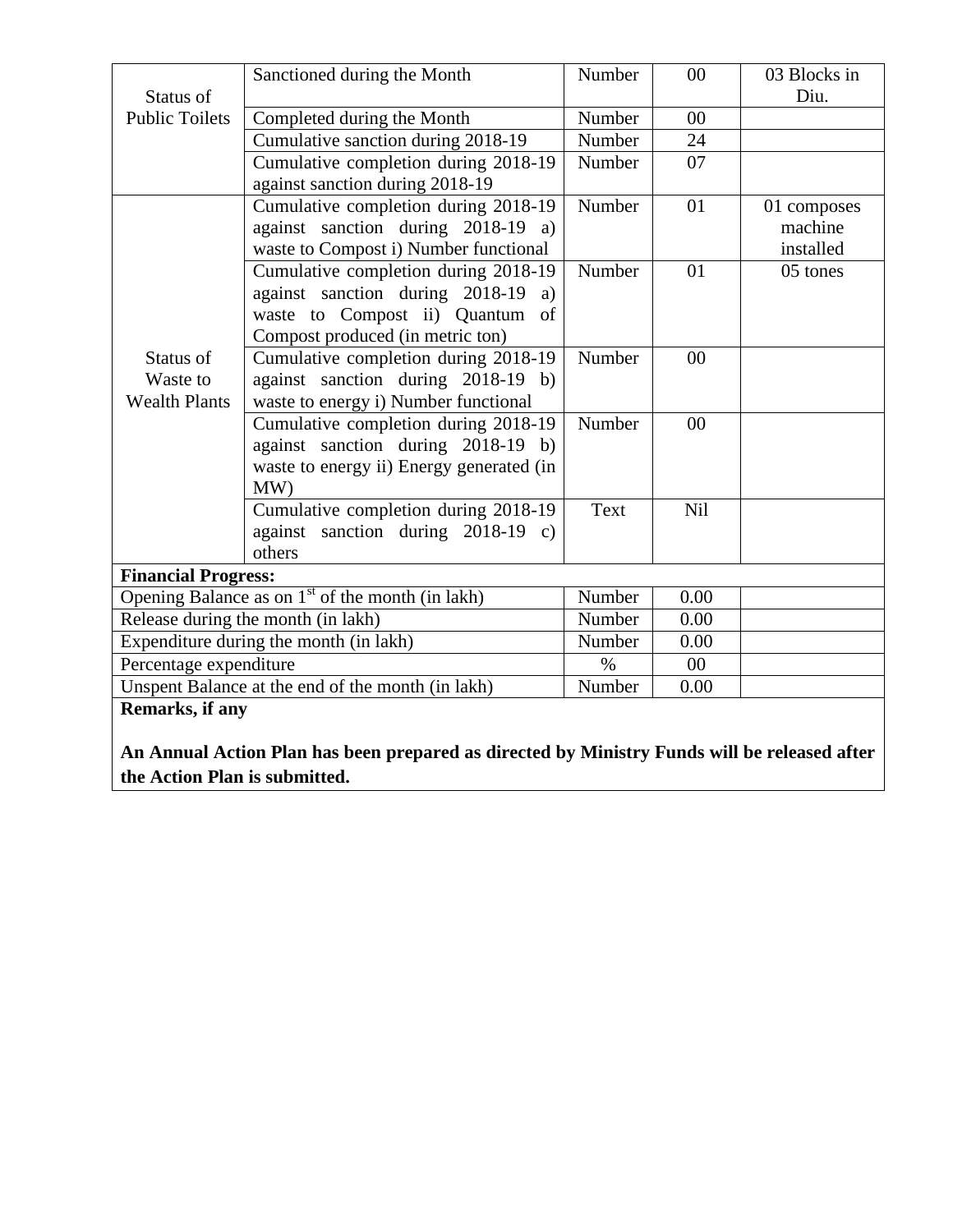| | | | | |
|---|---|---|---|---|
| Status of Public Toilets | Sanctioned during the Month | Number | 00 | 03 Blocks in Diu. |
| | Completed during the Month | Number | 00 | |
| | Cumulative sanction during 2018-19 | Number | 24 | |
| | Cumulative completion during 2018-19 against sanction during 2018-19 | Number | 07 | |
| Status of Waste to Wealth Plants | Cumulative completion during 2018-19 against sanction during 2018-19 a) waste to Compost i) Number functional | Number | 01 | 01 composes machine installed |
| | Cumulative completion during 2018-19 against sanction during 2018-19 a) waste to Compost ii) Quantum of Compost produced (in metric ton) | Number | 01 | 05 tones |
| | Cumulative completion during 2018-19 against sanction during 2018-19 b) waste to energy i) Number functional | Number | 00 | |
| | Cumulative completion during 2018-19 against sanction during 2018-19 b) waste to energy ii) Energy generated (in MW) | Number | 00 | |
| | Cumulative completion during 2018-19 against sanction during 2018-19 c) others | Text | Nil | |
| **Financial Progress:** | | | | |
| Opening Balance as on 1st of the month (in lakh) | | Number | 0.00 | |
| Release during the month (in lakh) | | Number | 0.00 | |
| Expenditure during the month (in lakh) | | Number | 0.00 | |
| Percentage expenditure | | % | 00 | |
| Unspent Balance at the end of the month (in lakh) | | Number | 0.00 | |

**Remarks, if any**

**An Annual Action Plan has been prepared as directed by Ministry Funds will be released after the Action Plan is submitted.**